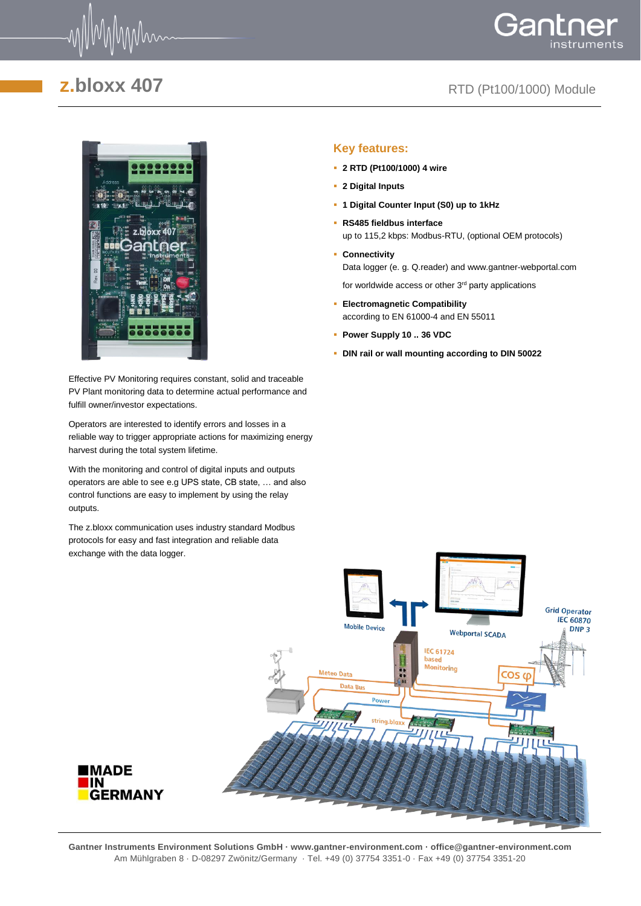# z.bloxx 407

RTD (Pt100/1000) Module

## Key features:

- **2 RTD (Pt100/1000) 4 wire**
- **2 Digital Inputs**
- **1 Digital Counter Input (S0) up to 1kHz**
- **RS485 fieldbus interface**
  up to 115,2 kbps: Modbus-RTU, (optional OEM protocols)
- **Connectivity**
  Data logger (e. g. Q.reader) and www.gantner-webportal.com
  for worldwide access or other 3rd party applications
- **Electromagnetic Compatibility**
  according to EN 61000-4 and EN 55011
- **Power Supply 10 .. 36 VDC**
- **DIN rail or wall mounting according to DIN 50022**

Effective PV Monitoring requires constant, solid and traceable PV Plant monitoring data to determine actual performance and fulfill owner/investor expectations.

Operators are interested to identify errors and losses in a reliable way to trigger appropriate actions for maximizing energy harvest during the total system lifetime.

With the monitoring and control of digital inputs and outputs operators are able to see e.g UPS state, CB state, … and also control functions are easy to implement by using the relay outputs.

The z.bloxx communication uses industry standard Modbus protocols for easy and fast integration and reliable data exchange with the data logger.

MADE IN GERMANY

**Gantner Instruments Environment Solutions GmbH · www.gantner-environment.com · office@gantner-environment.com**
Am Mühlgraben 8 · D-08297 Zwönitz/Germany · Tel. +49 (0) 37754 3351-0 · Fax +49 (0) 37754 3351-20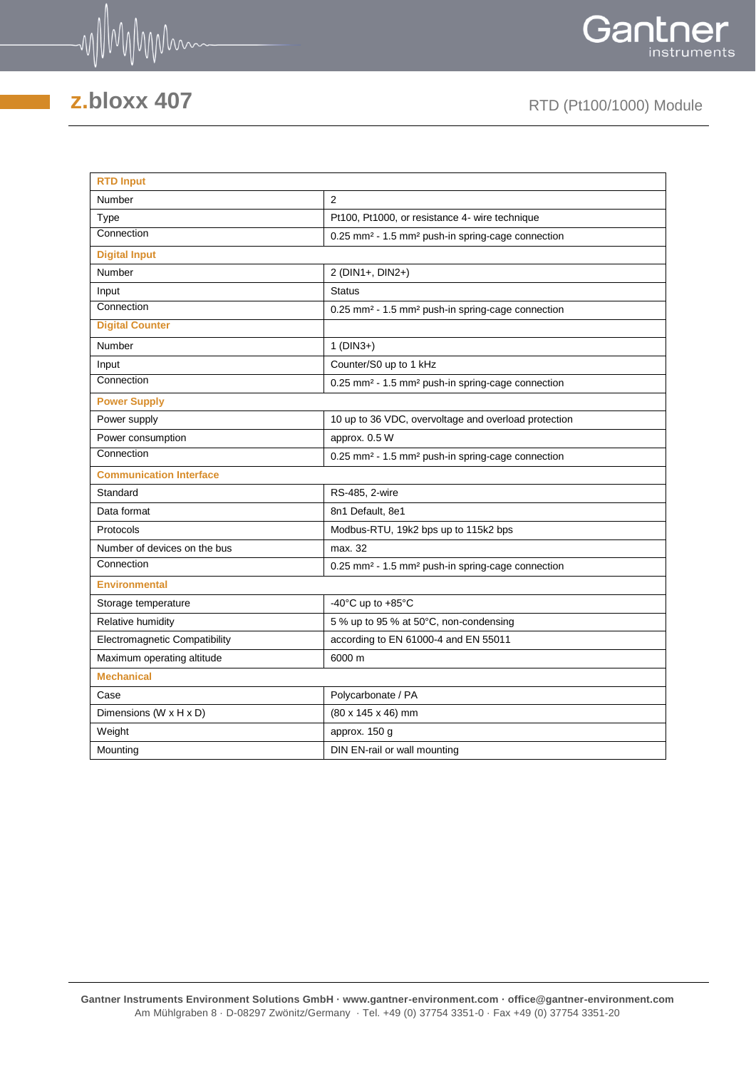# z.bloxx 407

RTD (Pt100/1000) Module

| **RTD Input** | |
|---|---|
| Number | 2 |
| Type | Pt100, Pt1000, or resistance 4- wire technique |
| Connection | 0.25 mm² - 1.5 mm² push-in spring-cage connection |
| **Digital Input** | |
| Number | 2 (DIN1+, DIN2+) |
| Input | Status |
| Connection | 0.25 mm² - 1.5 mm² push-in spring-cage connection |
| **Digital Counter** | |
| Number | 1 (DIN3+) |
| Input | Counter/S0 up to 1 kHz |
| Connection | 0.25 mm² - 1.5 mm² push-in spring-cage connection |
| **Power Supply** | |
| Power supply | 10 up to 36 VDC, overvoltage and overload protection |
| Power consumption | approx. 0.5 W |
| Connection | 0.25 mm² - 1.5 mm² push-in spring-cage connection |
| **Communication Interface** | |
| Standard | RS-485, 2-wire |
| Data format | 8n1 Default, 8e1 |
| Protocols | Modbus-RTU, 19k2 bps up to 115k2 bps |
| Number of devices on the bus | max. 32 |
| Connection | 0.25 mm² - 1.5 mm² push-in spring-cage connection |
| **Environmental** | |
| Storage temperature | -40°C up to +85°C |
| Relative humidity | 5 % up to 95 % at 50°C, non-condensing |
| Electromagnetic Compatibility | according to EN 61000-4 and EN 55011 |
| Maximum operating altitude | 6000 m |
| **Mechanical** | |
| Case | Polycarbonate / PA |
| Dimensions (W x H x D) | (80 x 145 x 46) mm |
| Weight | approx. 150 g |
| Mounting | DIN EN-rail or wall mounting |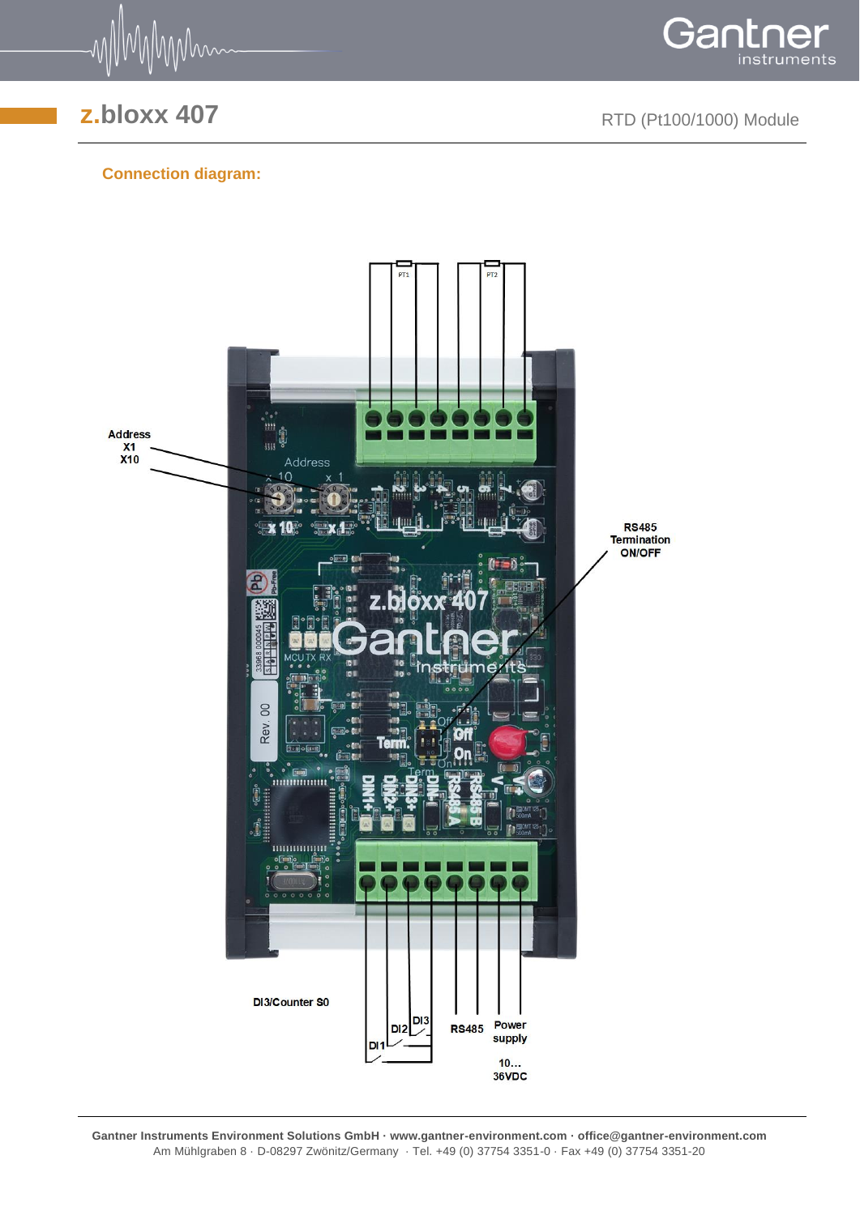# z.bloxx 407

RTD (Pt100/1000) Module

## Connection diagram:

Address
X1
X10

RS485
Termination
ON/OFF

DI3/Counter S0

DI1 DI2 DI3 RS485 Power supply

10…
36VDC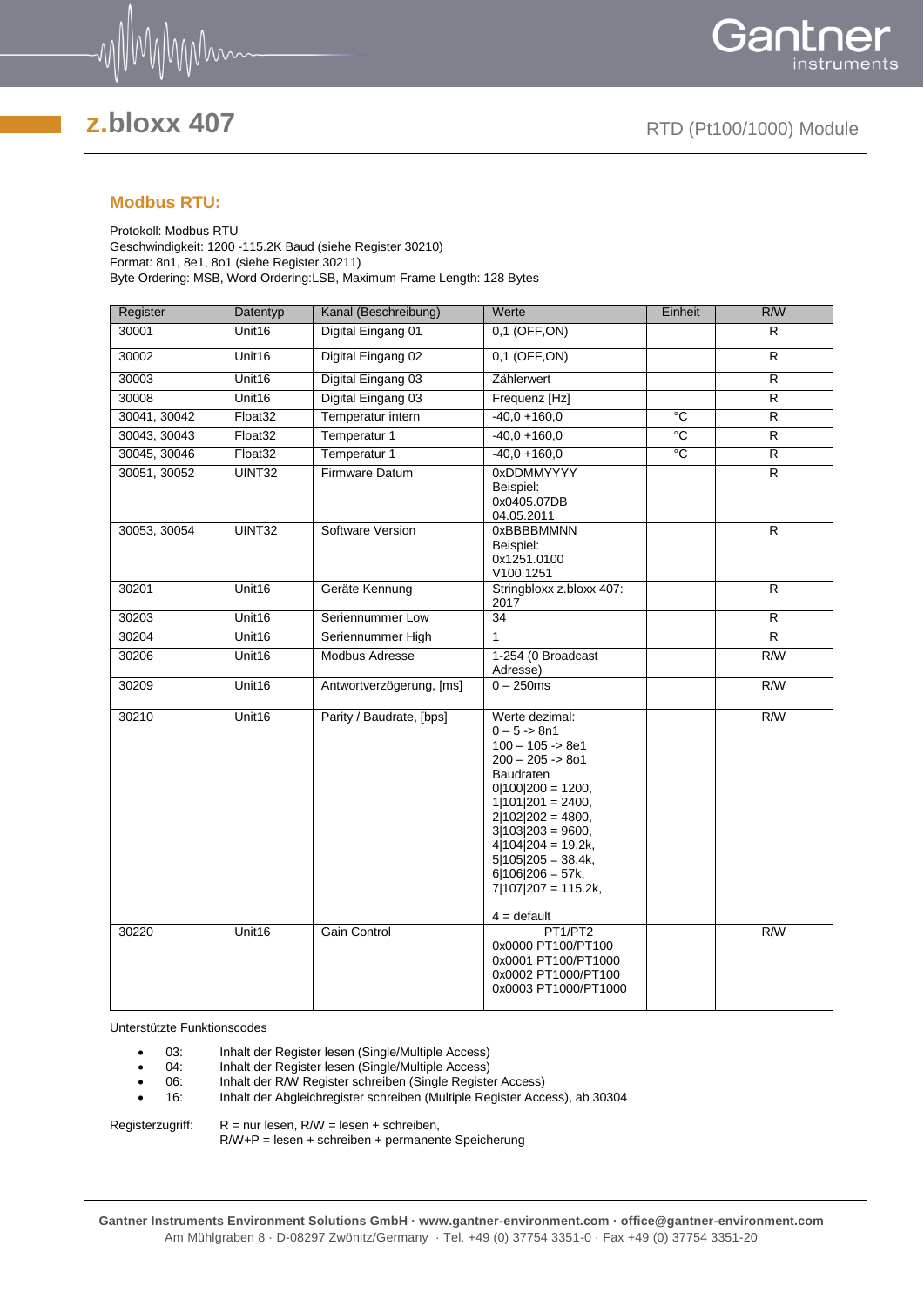# z.bloxx 407

RTD (Pt100/1000) Module

## Modbus RTU:

Protokoll: Modbus RTU
Geschwindigkeit: 1200 -115.2K Baud (siehe Register 30210)
Format: 8n1, 8e1, 8o1 (siehe Register 30211)
Byte Ordering: MSB, Word Ordering:LSB, Maximum Frame Length: 128 Bytes

| Register | Datentyp | Kanal (Beschreibung) | Werte | Einheit | R/W |
|---|---|---|---|---|---|
| 30001 | Unit16 | Digital Eingang 01 | 0,1 (OFF,ON) | | R |
| 30002 | Unit16 | Digital Eingang 02 | 0,1 (OFF,ON) | | R |
| 30003 | Unit16 | Digital Eingang 03 | Zählerwert | | R |
| 30008 | Unit16 | Digital Eingang 03 | Frequenz [Hz] | | R |
| 30041, 30042 | Float32 | Temperatur intern | -40,0 +160,0 | °C | R |
| 30043, 30043 | Float32 | Temperatur 1 | -40,0 +160,0 | °C | R |
| 30045, 30046 | Float32 | Temperatur 1 | -40,0 +160,0 | °C | R |
| 30051, 30052 | UINT32 | Firmware Datum | 0xDDMMYYYY<br>Beispiel:<br>0x0405.07DB<br>04.05.2011 | | R |
| 30053, 30054 | UINT32 | Software Version | 0xBBBBMMNN<br>Beispiel:<br>0x1251.0100<br>V100.1251 | | R |
| 30201 | Unit16 | Geräte Kennung | Stringbloxx z.bloxx 407:<br>2017 | | R |
| 30203 | Unit16 | Seriennummer Low | 34 | | R |
| 30204 | Unit16 | Seriennummer High | 1 | | R |
| 30206 | Unit16 | Modbus Adresse | 1-254 (0 Broadcast Adresse) | | R/W |
| 30209 | Unit16 | Antwortverzögerung, [ms] | 0 – 250ms | | R/W |
| 30210 | Unit16 | Parity / Baudrate, [bps] | Werte dezimal:<br>0 – 5 -> 8n1<br>100 – 105 -> 8e1<br>200 – 205 -> 8o1<br>Baudraten<br>0\|100\|200 = 1200,<br>1\|101\|201 = 2400,<br>2\|102\|202 = 4800,<br>3\|103\|203 = 9600,<br>4\|104\|204 = 19.2k,<br>5\|105\|205 = 38.4k,<br>6\|106\|206 = 57k,<br>7\|107\|207 = 115.2k,<br><br>4 = default | | R/W |
| 30220 | Unit16 | Gain Control | PT1/PT2<br>0x0000 PT100/PT100<br>0x0001 PT100/PT1000<br>0x0002 PT1000/PT100<br>0x0003 PT1000/PT1000 | | R/W |

Unterstützte Funktionscodes

- 03: Inhalt der Register lesen (Single/Multiple Access)
- 04: Inhalt der Register lesen (Single/Multiple Access)
- 06: Inhalt der R/W Register schreiben (Single Register Access)
- 16: Inhalt der Abgleichregister schreiben (Multiple Register Access), ab 30304

Registerzugriff: R = nur lesen, R/W = lesen + schreiben,
R/W+P = lesen + schreiben + permanente Speicherung

**Gantner Instruments Environment Solutions GmbH · www.gantner-environment.com · office@gantner-environment.com**
Am Mühlgraben 8 · D-08297 Zwönitz/Germany · Tel. +49 (0) 37754 3351-0 · Fax +49 (0) 37754 3351-20